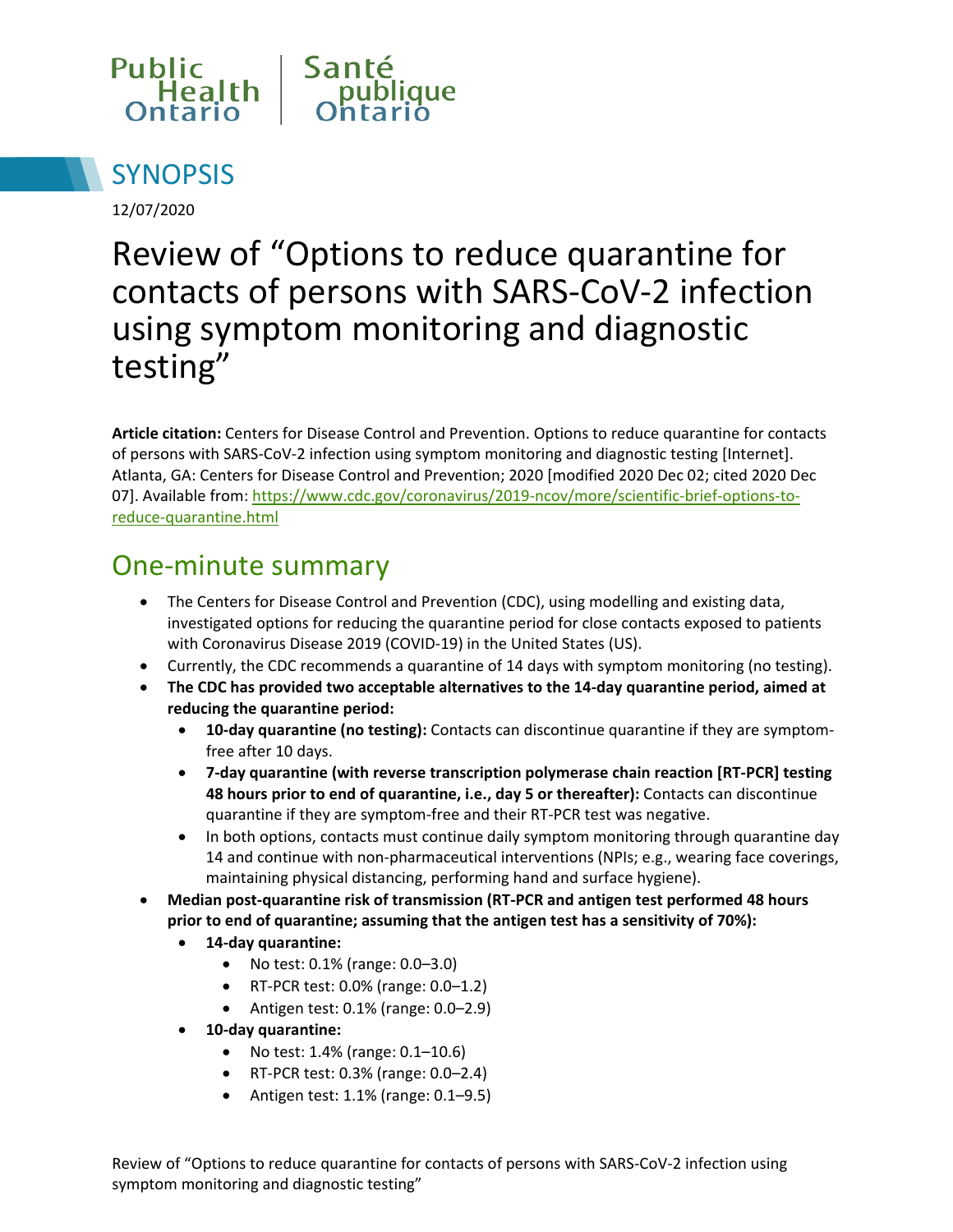Public Health Ontario | Santé publique Ontario

# SYNOPSIS

12/07/2020

# Review of "Options to reduce quarantine for contacts of persons with SARS-CoV-2 infection using symptom monitoring and diagnostic testing"

**Article citation:** Centers for Disease Control and Prevention. Options to reduce quarantine for contacts of persons with SARS-CoV-2 infection using symptom monitoring and diagnostic testing [Internet]. Atlanta, GA: Centers for Disease Control and Prevention; 2020 [modified 2020 Dec 02; cited 2020 Dec 07]. Available from: [https://www.cdc.gov/coronavirus/2019-ncov/more/scientific-brief-options-to-reduce-quarantine.html](https://www.cdc.gov/coronavirus/2019-ncov/more/scientific-brief-options-to-reduce-quarantine.html)

## One-minute summary

- The Centers for Disease Control and Prevention (CDC), using modelling and existing data, investigated options for reducing the quarantine period for close contacts exposed to patients with Coronavirus Disease 2019 (COVID-19) in the United States (US).
- Currently, the CDC recommends a quarantine of 14 days with symptom monitoring (no testing).
- **The CDC has provided two acceptable alternatives to the 14-day quarantine period, aimed at reducing the quarantine period:**
  - **10-day quarantine (no testing):** Contacts can discontinue quarantine if they are symptom-free after 10 days.
  - **7-day quarantine (with reverse transcription polymerase chain reaction [RT-PCR] testing 48 hours prior to end of quarantine, i.e., day 5 or thereafter):** Contacts can discontinue quarantine if they are symptom-free and their RT-PCR test was negative.
  - In both options, contacts must continue daily symptom monitoring through quarantine day 14 and continue with non-pharmaceutical interventions (NPIs; e.g., wearing face coverings, maintaining physical distancing, performing hand and surface hygiene).
- **Median post-quarantine risk of transmission (RT-PCR and antigen test performed 48 hours prior to end of quarantine; assuming that the antigen test has a sensitivity of 70%):**
  - **14-day quarantine:**
    - No test: 0.1% (range: 0.0–3.0)
    - RT-PCR test: 0.0% (range: 0.0–1.2)
    - Antigen test: 0.1% (range: 0.0–2.9)
  - **10-day quarantine:**
    - No test: 1.4% (range: 0.1–10.6)
    - RT-PCR test: 0.3% (range: 0.0–2.4)
    - Antigen test: 1.1% (range: 0.1–9.5)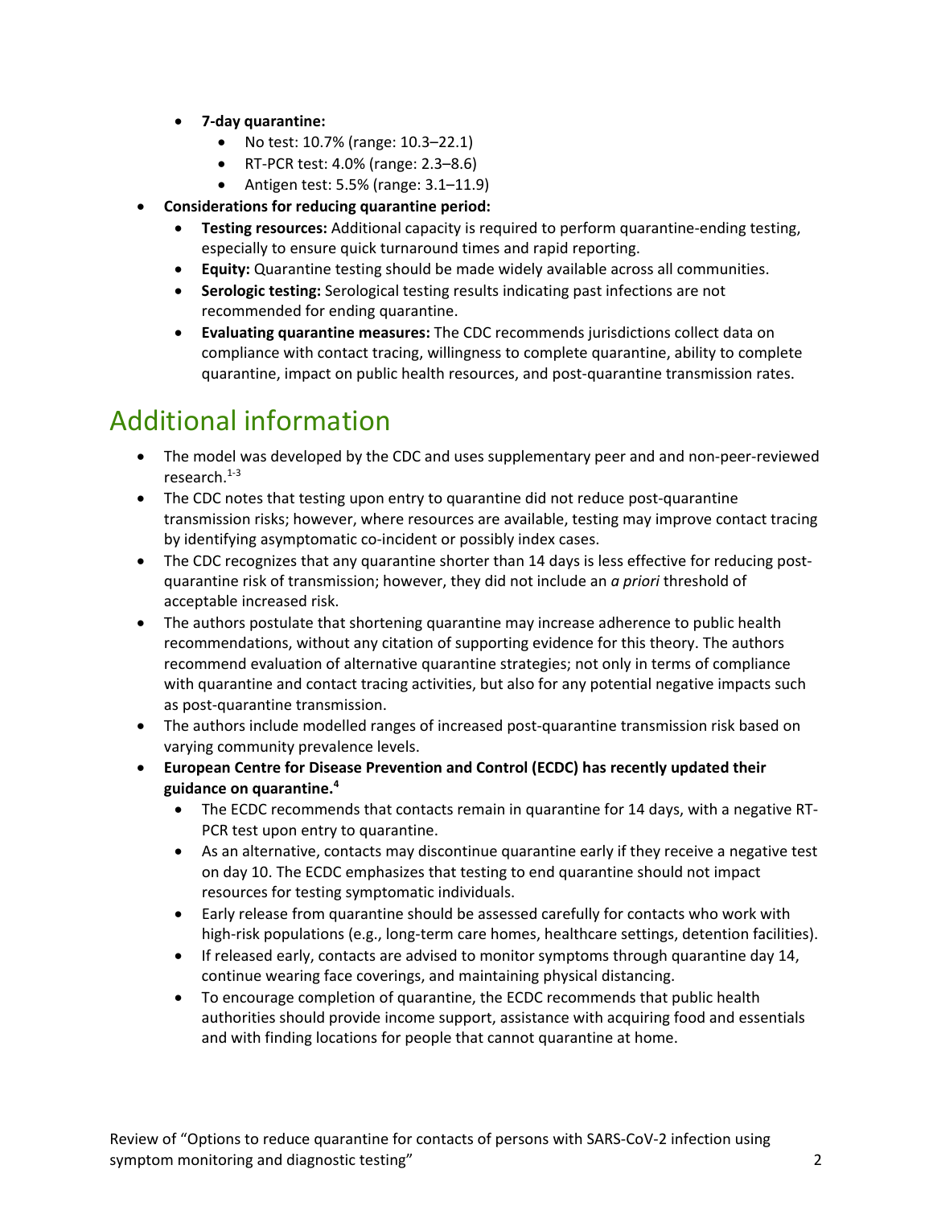- **7-day quarantine:**
    - No test: 10.7% (range: 10.3–22.1)
    - RT-PCR test: 4.0% (range: 2.3–8.6)
    - Antigen test: 5.5% (range: 3.1–11.9)
- **Considerations for reducing quarantine period:**
    - **Testing resources:** Additional capacity is required to perform quarantine-ending testing, especially to ensure quick turnaround times and rapid reporting.
    - **Equity:** Quarantine testing should be made widely available across all communities.
    - **Serologic testing:** Serological testing results indicating past infections are not recommended for ending quarantine.
    - **Evaluating quarantine measures:** The CDC recommends jurisdictions collect data on compliance with contact tracing, willingness to complete quarantine, ability to complete quarantine, impact on public health resources, and post-quarantine transmission rates.

# Additional information

- The model was developed by the CDC and uses supplementary peer and and non-peer-reviewed research.[1-3]
- The CDC notes that testing upon entry to quarantine did not reduce post-quarantine transmission risks; however, where resources are available, testing may improve contact tracing by identifying asymptomatic co-incident or possibly index cases.
- The CDC recognizes that any quarantine shorter than 14 days is less effective for reducing post-quarantine risk of transmission; however, they did not include an *a priori* threshold of acceptable increased risk.
- The authors postulate that shortening quarantine may increase adherence to public health recommendations, without any citation of supporting evidence for this theory. The authors recommend evaluation of alternative quarantine strategies; not only in terms of compliance with quarantine and contact tracing activities, but also for any potential negative impacts such as post-quarantine transmission.
- The authors include modelled ranges of increased post-quarantine transmission risk based on varying community prevalence levels.
- **European Centre for Disease Prevention and Control (ECDC) has recently updated their guidance on quarantine.[4]**
    - The ECDC recommends that contacts remain in quarantine for 14 days, with a negative RT-PCR test upon entry to quarantine.
    - As an alternative, contacts may discontinue quarantine early if they receive a negative test on day 10. The ECDC emphasizes that testing to end quarantine should not impact resources for testing symptomatic individuals.
    - Early release from quarantine should be assessed carefully for contacts who work with high-risk populations (e.g., long-term care homes, healthcare settings, detention facilities).
    - If released early, contacts are advised to monitor symptoms through quarantine day 14, continue wearing face coverings, and maintaining physical distancing.
    - To encourage completion of quarantine, the ECDC recommends that public health authorities should provide income support, assistance with acquiring food and essentials and with finding locations for people that cannot quarantine at home.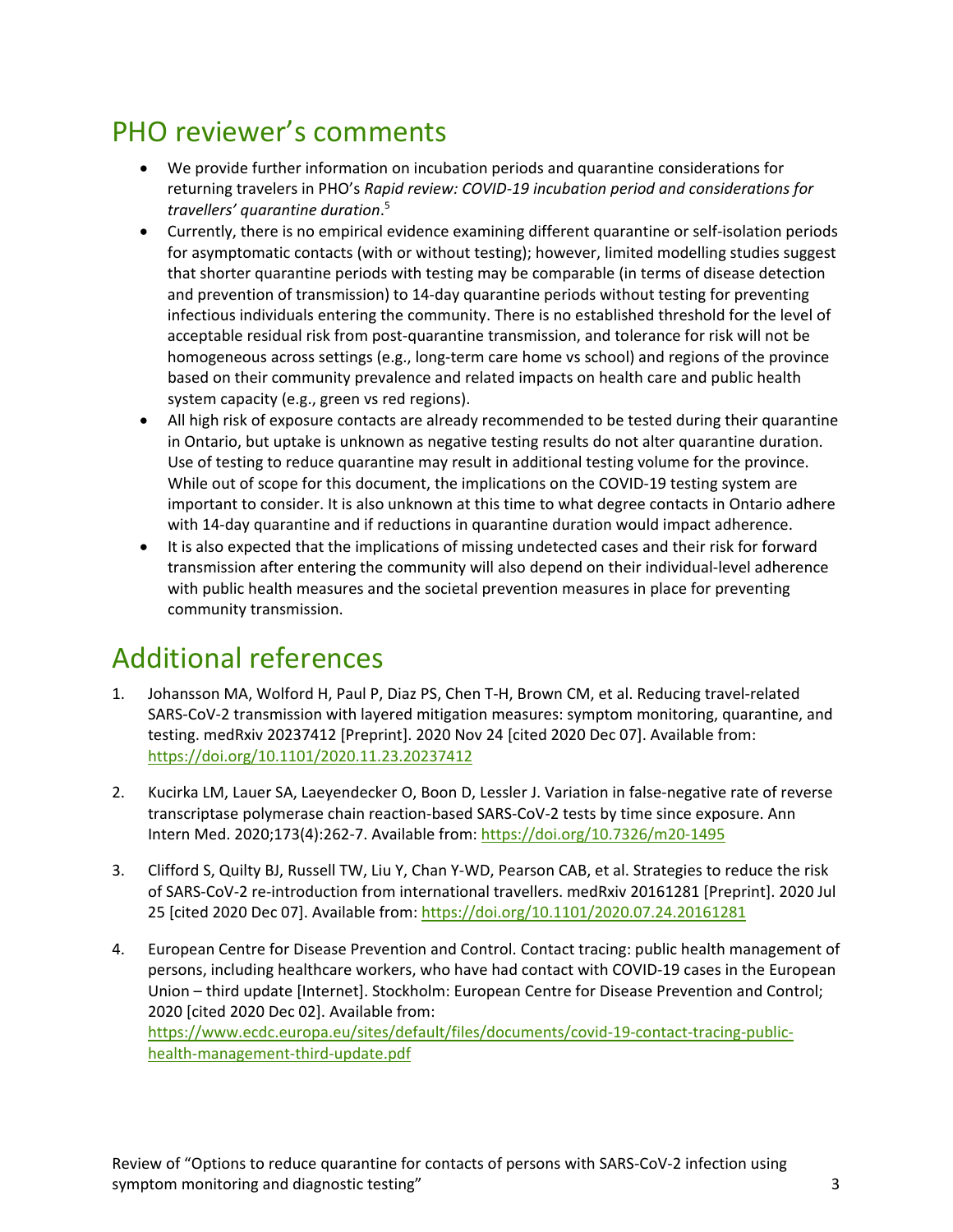## PHO reviewer's comments

- We provide further information on incubation periods and quarantine considerations for returning travelers in PHO's *Rapid review: COVID-19 incubation period and considerations for travellers' quarantine duration*.[5]
- Currently, there is no empirical evidence examining different quarantine or self-isolation periods for asymptomatic contacts (with or without testing); however, limited modelling studies suggest that shorter quarantine periods with testing may be comparable (in terms of disease detection and prevention of transmission) to 14-day quarantine periods without testing for preventing infectious individuals entering the community. There is no established threshold for the level of acceptable residual risk from post-quarantine transmission, and tolerance for risk will not be homogeneous across settings (e.g., long-term care home vs school) and regions of the province based on their community prevalence and related impacts on health care and public health system capacity (e.g., green vs red regions).
- All high risk of exposure contacts are already recommended to be tested during their quarantine in Ontario, but uptake is unknown as negative testing results do not alter quarantine duration. Use of testing to reduce quarantine may result in additional testing volume for the province. While out of scope for this document, the implications on the COVID-19 testing system are important to consider. It is also unknown at this time to what degree contacts in Ontario adhere with 14-day quarantine and if reductions in quarantine duration would impact adherence.
- It is also expected that the implications of missing undetected cases and their risk for forward transmission after entering the community will also depend on their individual-level adherence with public health measures and the societal prevention measures in place for preventing community transmission.

## Additional references

1. Johansson MA, Wolford H, Paul P, Diaz PS, Chen T-H, Brown CM, et al. Reducing travel-related SARS-CoV-2 transmission with layered mitigation measures: symptom monitoring, quarantine, and testing. medRxiv 20237412 [Preprint]. 2020 Nov 24 [cited 2020 Dec 07]. Available from: https://doi.org/10.1101/2020.11.23.20237412

2. Kucirka LM, Lauer SA, Laeyendecker O, Boon D, Lessler J. Variation in false-negative rate of reverse transcriptase polymerase chain reaction-based SARS-CoV-2 tests by time since exposure. Ann Intern Med. 2020;173(4):262-7. Available from: https://doi.org/10.7326/m20-1495

3. Clifford S, Quilty BJ, Russell TW, Liu Y, Chan Y-WD, Pearson CAB, et al. Strategies to reduce the risk of SARS-CoV-2 re-introduction from international travellers. medRxiv 20161281 [Preprint]. 2020 Jul 25 [cited 2020 Dec 07]. Available from: https://doi.org/10.1101/2020.07.24.20161281

4. European Centre for Disease Prevention and Control. Contact tracing: public health management of persons, including healthcare workers, who have had contact with COVID-19 cases in the European Union – third update [Internet]. Stockholm: European Centre for Disease Prevention and Control; 2020 [cited 2020 Dec 02]. Available from: https://www.ecdc.europa.eu/sites/default/files/documents/covid-19-contact-tracing-public-health-management-third-update.pdf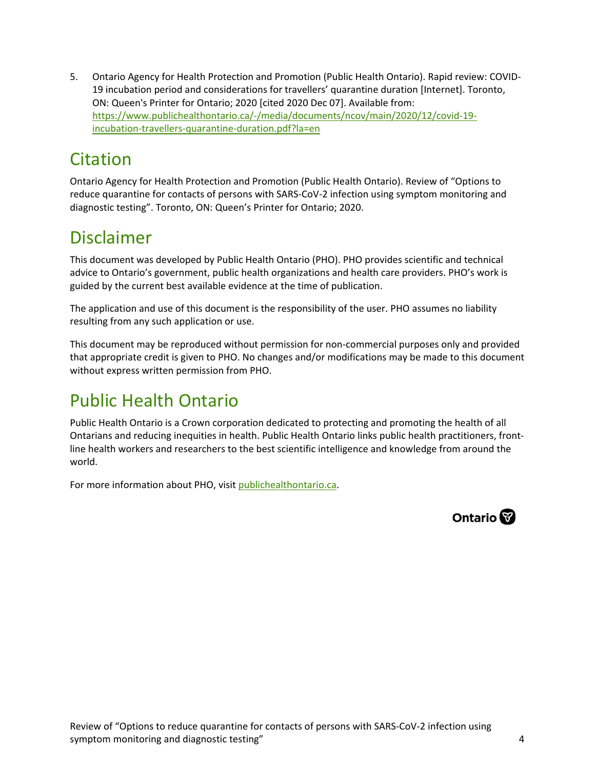5. Ontario Agency for Health Protection and Promotion (Public Health Ontario). Rapid review: COVID-19 incubation period and considerations for travellers' quarantine duration [Internet]. Toronto, ON: Queen's Printer for Ontario; 2020 [cited 2020 Dec 07]. Available from: https://www.publichealthontario.ca/-/media/documents/ncov/main/2020/12/covid-19-incubation-travellers-quarantine-duration.pdf?la=en

## Citation

Ontario Agency for Health Protection and Promotion (Public Health Ontario). Review of "Options to reduce quarantine for contacts of persons with SARS-CoV-2 infection using symptom monitoring and diagnostic testing". Toronto, ON: Queen's Printer for Ontario; 2020.

## Disclaimer

This document was developed by Public Health Ontario (PHO). PHO provides scientific and technical advice to Ontario's government, public health organizations and health care providers. PHO's work is guided by the current best available evidence at the time of publication.

The application and use of this document is the responsibility of the user. PHO assumes no liability resulting from any such application or use.

This document may be reproduced without permission for non-commercial purposes only and provided that appropriate credit is given to PHO. No changes and/or modifications may be made to this document without express written permission from PHO.

## Public Health Ontario

Public Health Ontario is a Crown corporation dedicated to protecting and promoting the health of all Ontarians and reducing inequities in health. Public Health Ontario links public health practitioners, front-line health workers and researchers to the best scientific intelligence and knowledge from around the world.

For more information about PHO, visit publichealthontario.ca.

Ontario